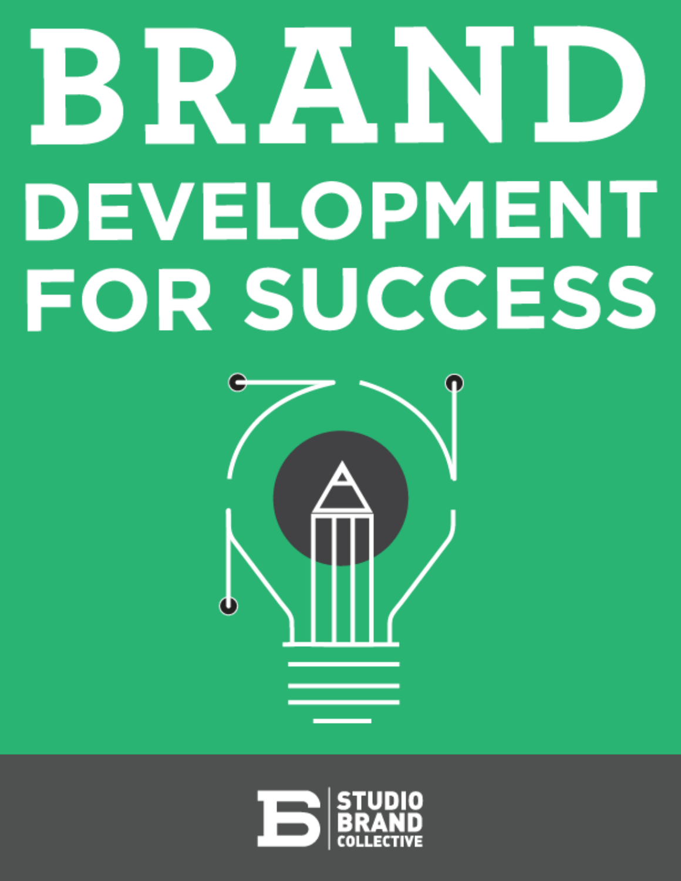# BRAND DEVELOPMENT FOR SUCCESS

STUDIO BRAND COLLECTIVE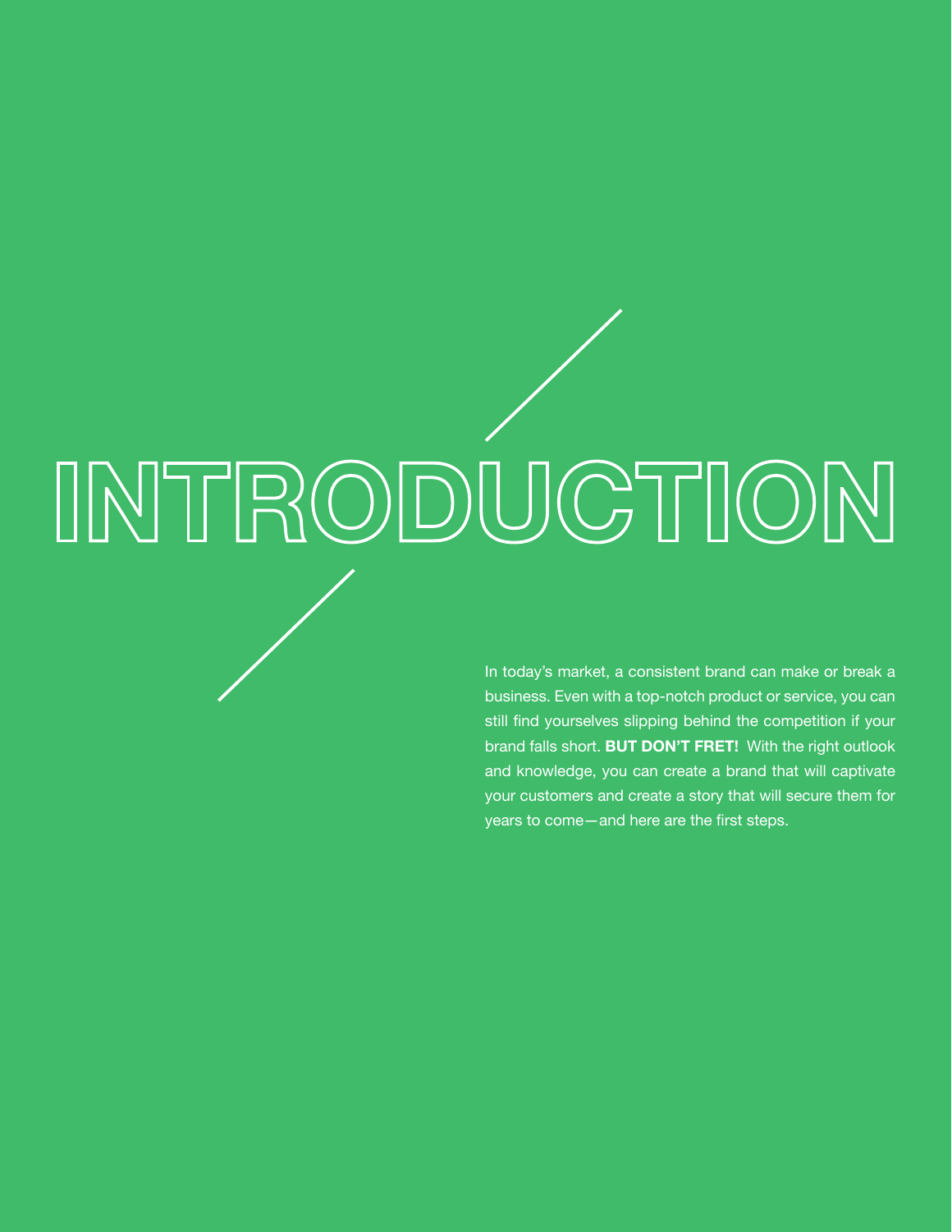# INTRODUCTION

In today's market, a consistent brand can make or break a business. Even with a top-notch product or service, you can still find yourselves slipping behind the competition if your brand falls short. **BUT DON'T FRET!** With the right outlook and knowledge, you can create a brand that will captivate your customers and create a story that will secure them for years to come—and here are the first steps.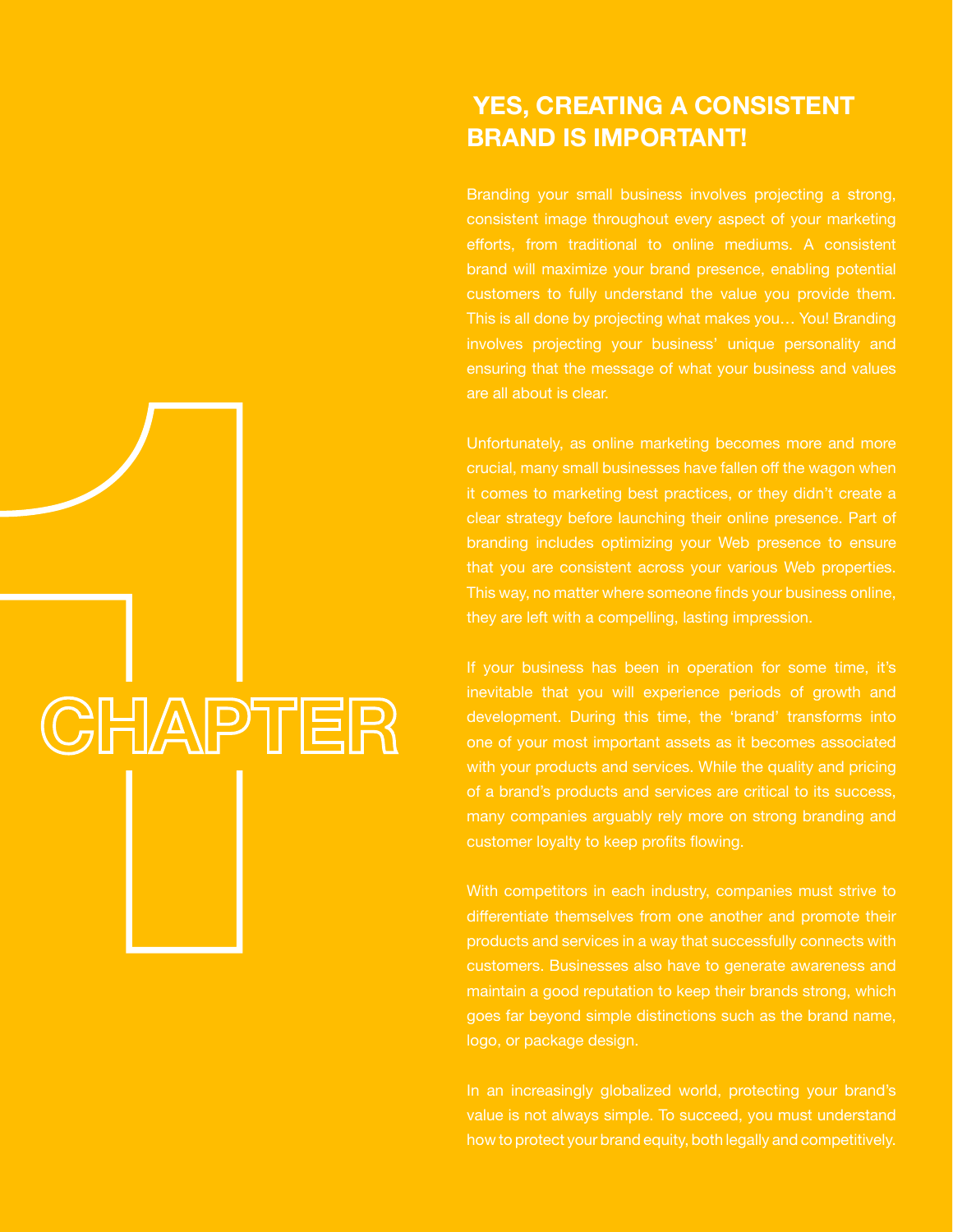# CHAPTER 1

## YES, CREATING A CONSISTENT BRAND IS IMPORTANT!

Branding your small business involves projecting a strong, consistent image throughout every aspect of your marketing efforts, from traditional to online mediums. A consistent brand will maximize your brand presence, enabling potential customers to fully understand the value you provide them. This is all done by projecting what makes you… You! Branding involves projecting your business' unique personality and ensuring that the message of what your business and values are all about is clear.

Unfortunately, as online marketing becomes more and more crucial, many small businesses have fallen off the wagon when it comes to marketing best practices, or they didn't create a clear strategy before launching their online presence. Part of branding includes optimizing your Web presence to ensure that you are consistent across your various Web properties. This way, no matter where someone finds your business online, they are left with a compelling, lasting impression.

If your business has been in operation for some time, it's inevitable that you will experience periods of growth and development. During this time, the 'brand' transforms into one of your most important assets as it becomes associated with your products and services. While the quality and pricing of a brand's products and services are critical to its success, many companies arguably rely more on strong branding and customer loyalty to keep profits flowing.

With competitors in each industry, companies must strive to differentiate themselves from one another and promote their products and services in a way that successfully connects with customers. Businesses also have to generate awareness and maintain a good reputation to keep their brands strong, which goes far beyond simple distinctions such as the brand name, logo, or package design.

In an increasingly globalized world, protecting your brand's value is not always simple. To succeed, you must understand how to protect your brand equity, both legally and competitively.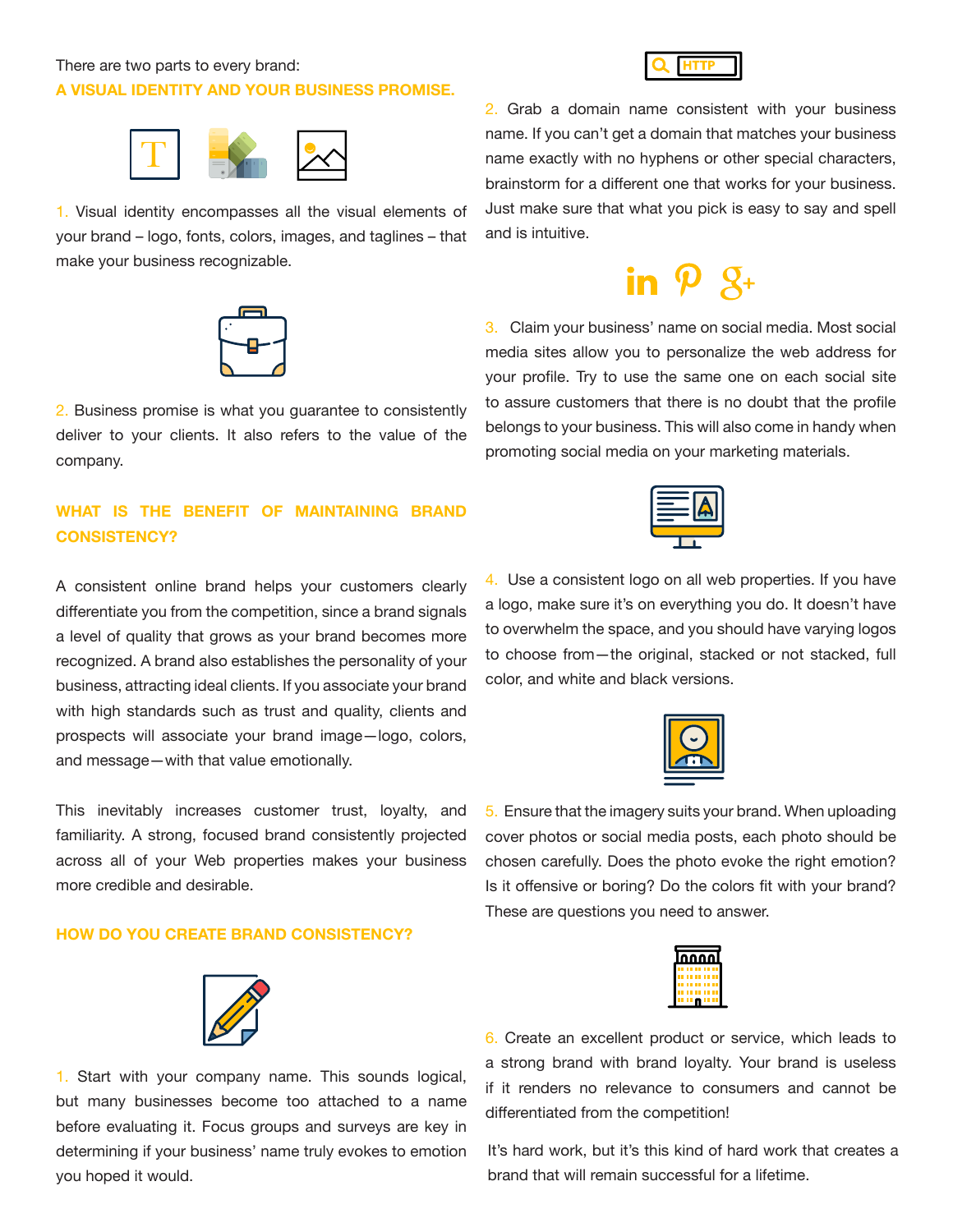There are two parts to every brand:

**A VISUAL IDENTITY AND YOUR BUSINESS PROMISE.**

1. Visual identity encompasses all the visual elements of your brand – logo, fonts, colors, images, and taglines – that make your business recognizable.

2. Business promise is what you guarantee to consistently deliver to your clients. It also refers to the value of the company.

## WHAT IS THE BENEFIT OF MAINTAINING BRAND CONSISTENCY?

A consistent online brand helps your customers clearly differentiate you from the competition, since a brand signals a level of quality that grows as your brand becomes more recognized. A brand also establishes the personality of your business, attracting ideal clients. If you associate your brand with high standards such as trust and quality, clients and prospects will associate your brand image—logo, colors, and message—with that value emotionally.

This inevitably increases customer trust, loyalty, and familiarity. A strong, focused brand consistently projected across all of your Web properties makes your business more credible and desirable.

## HOW DO YOU CREATE BRAND CONSISTENCY?

1. Start with your company name. This sounds logical, but many businesses become too attached to a name before evaluating it. Focus groups and surveys are key in determining if your business' name truly evokes to emotion you hoped it would.

2. Grab a domain name consistent with your business name. If you can't get a domain that matches your business name exactly with no hyphens or other special characters, brainstorm for a different one that works for your business. Just make sure that what you pick is easy to say and spell and is intuitive.

3. Claim your business' name on social media. Most social media sites allow you to personalize the web address for your profile. Try to use the same one on each social site to assure customers that there is no doubt that the profile belongs to your business. This will also come in handy when promoting social media on your marketing materials.

4. Use a consistent logo on all web properties. If you have a logo, make sure it's on everything you do. It doesn't have to overwhelm the space, and you should have varying logos to choose from—the original, stacked or not stacked, full color, and white and black versions.

5. Ensure that the imagery suits your brand. When uploading cover photos or social media posts, each photo should be chosen carefully. Does the photo evoke the right emotion? Is it offensive or boring? Do the colors fit with your brand? These are questions you need to answer.

6. Create an excellent product or service, which leads to a strong brand with brand loyalty. Your brand is useless if it renders no relevance to consumers and cannot be differentiated from the competition!

It's hard work, but it's this kind of hard work that creates a brand that will remain successful for a lifetime.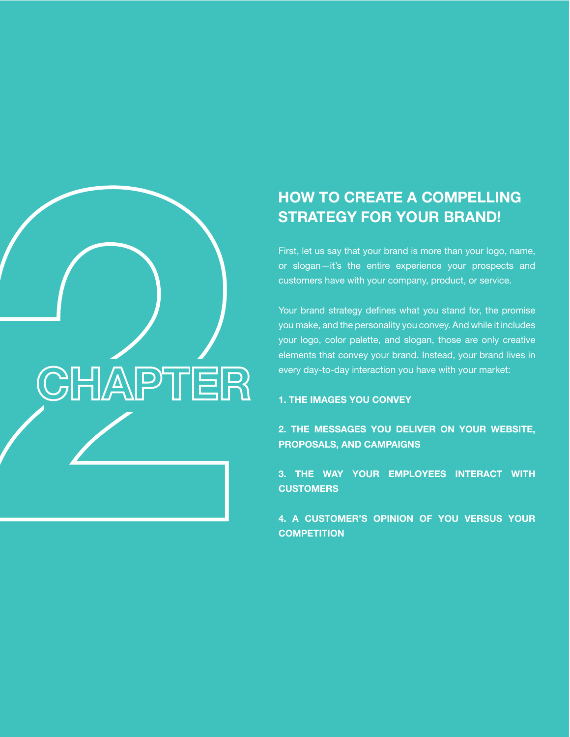# CHAPTER 2

## HOW TO CREATE A COMPELLING STRATEGY FOR YOUR BRAND!

First, let us say that your brand is more than your logo, name, or slogan—it's the entire experience your prospects and customers have with your company, product, or service.

Your brand strategy defines what you stand for, the promise you make, and the personality you convey. And while it includes your logo, color palette, and slogan, those are only creative elements that convey your brand. Instead, your brand lives in every day-to-day interaction you have with your market:

**1. THE IMAGES YOU CONVEY**

**2. THE MESSAGES YOU DELIVER ON YOUR WEBSITE, PROPOSALS, AND CAMPAIGNS**

**3. THE WAY YOUR EMPLOYEES INTERACT WITH CUSTOMERS**

**4. A CUSTOMER'S OPINION OF YOU VERSUS YOUR COMPETITION**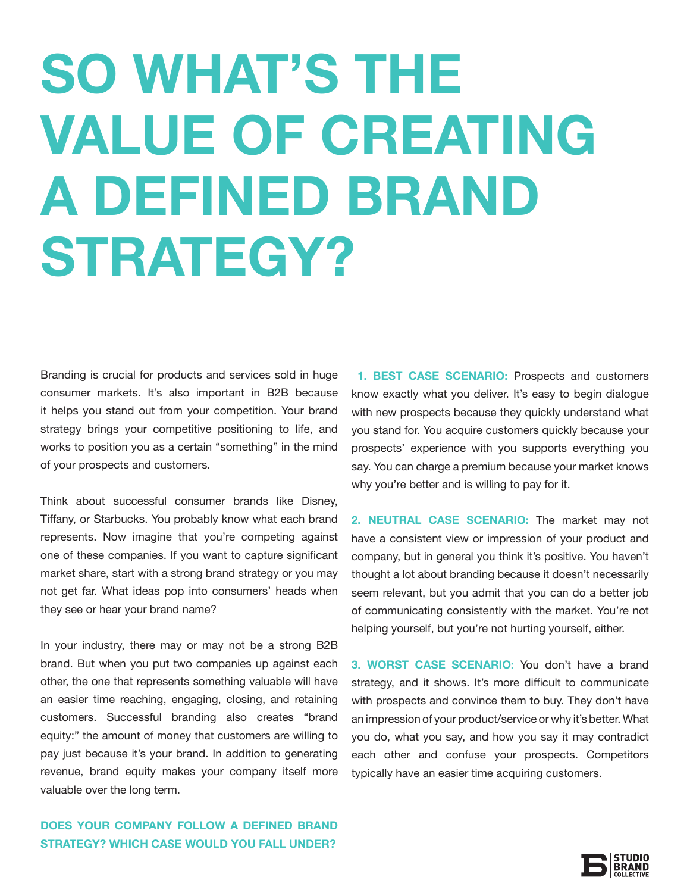# SO WHAT'S THE VALUE OF CREATING A DEFINED BRAND STRATEGY?

Branding is crucial for products and services sold in huge consumer markets. It's also important in B2B because it helps you stand out from your competition. Your brand strategy brings your competitive positioning to life, and works to position you as a certain "something" in the mind of your prospects and customers.

Think about successful consumer brands like Disney, Tiffany, or Starbucks. You probably know what each brand represents. Now imagine that you're competing against one of these companies. If you want to capture significant market share, start with a strong brand strategy or you may not get far. What ideas pop into consumers' heads when they see or hear your brand name?

In your industry, there may or may not be a strong B2B brand. But when you put two companies up against each other, the one that represents something valuable will have an easier time reaching, engaging, closing, and retaining customers. Successful branding also creates "brand equity:" the amount of money that customers are willing to pay just because it's your brand. In addition to generating revenue, brand equity makes your company itself more valuable over the long term.

**DOES YOUR COMPANY FOLLOW A DEFINED BRAND STRATEGY? WHICH CASE WOULD YOU FALL UNDER?**

**1. BEST CASE SCENARIO:** Prospects and customers know exactly what you deliver. It's easy to begin dialogue with new prospects because they quickly understand what you stand for. You acquire customers quickly because your prospects' experience with you supports everything you say. You can charge a premium because your market knows why you're better and is willing to pay for it.

**2. NEUTRAL CASE SCENARIO:** The market may not have a consistent view or impression of your product and company, but in general you think it's positive. You haven't thought a lot about branding because it doesn't necessarily seem relevant, but you admit that you can do a better job of communicating consistently with the market. You're not helping yourself, but you're not hurting yourself, either.

**3. WORST CASE SCENARIO:** You don't have a brand strategy, and it shows. It's more difficult to communicate with prospects and convince them to buy. They don't have an impression of your product/service or why it's better. What you do, what you say, and how you say it may contradict each other and confuse your prospects. Competitors typically have an easier time acquiring customers.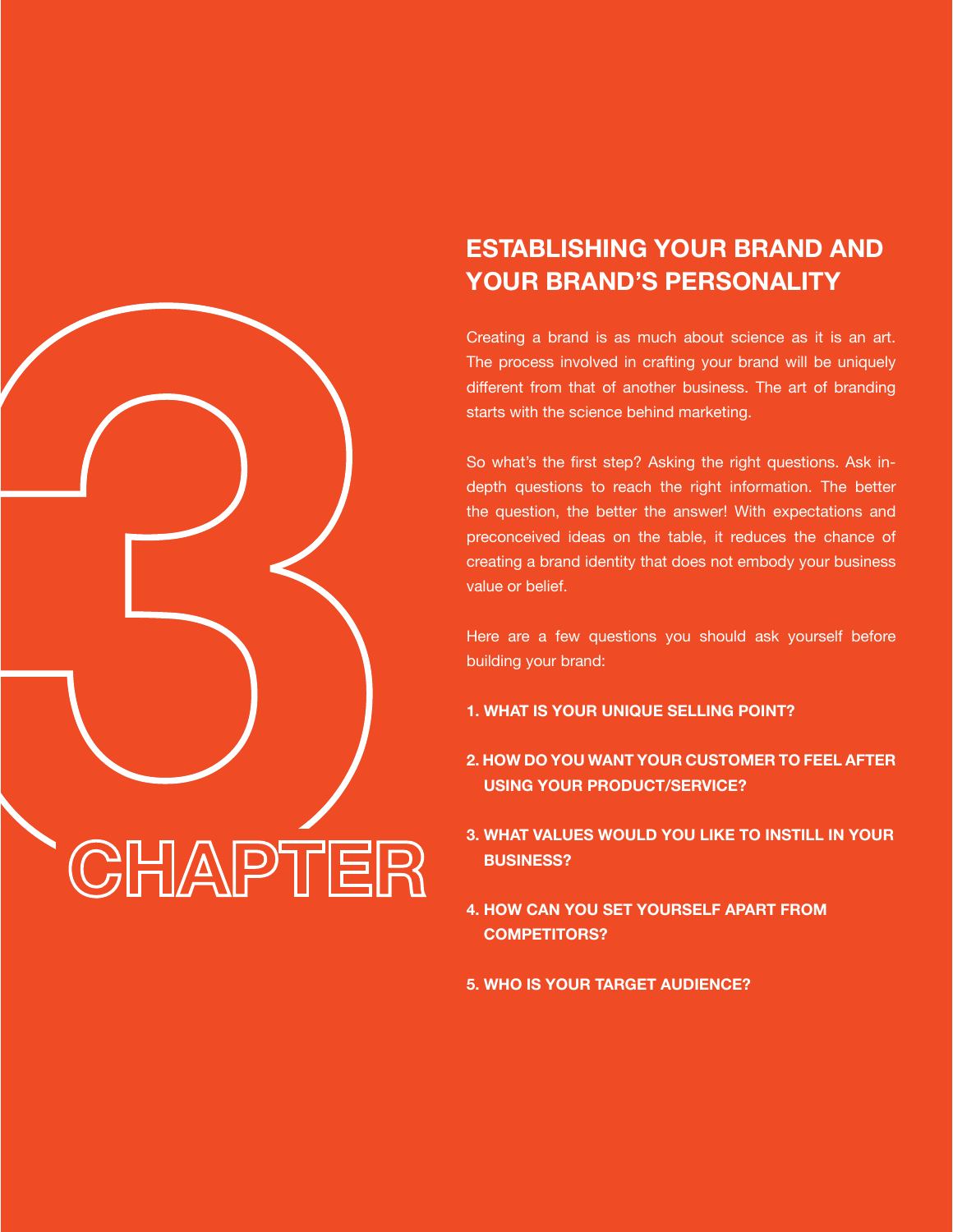# 3 CHAPTER

## ESTABLISHING YOUR BRAND AND YOUR BRAND'S PERSONALITY

Creating a brand is as much about science as it is an art. The process involved in crafting your brand will be uniquely different from that of another business. The art of branding starts with the science behind marketing.

So what's the first step? Asking the right questions. Ask in-depth questions to reach the right information. The better the question, the better the answer! With expectations and preconceived ideas on the table, it reduces the chance of creating a brand identity that does not embody your business value or belief.

Here are a few questions you should ask yourself before building your brand:

1. **WHAT IS YOUR UNIQUE SELLING POINT?**
2. **HOW DO YOU WANT YOUR CUSTOMER TO FEEL AFTER USING YOUR PRODUCT/SERVICE?**
3. **WHAT VALUES WOULD YOU LIKE TO INSTILL IN YOUR BUSINESS?**
4. **HOW CAN YOU SET YOURSELF APART FROM COMPETITORS?**
5. **WHO IS YOUR TARGET AUDIENCE?**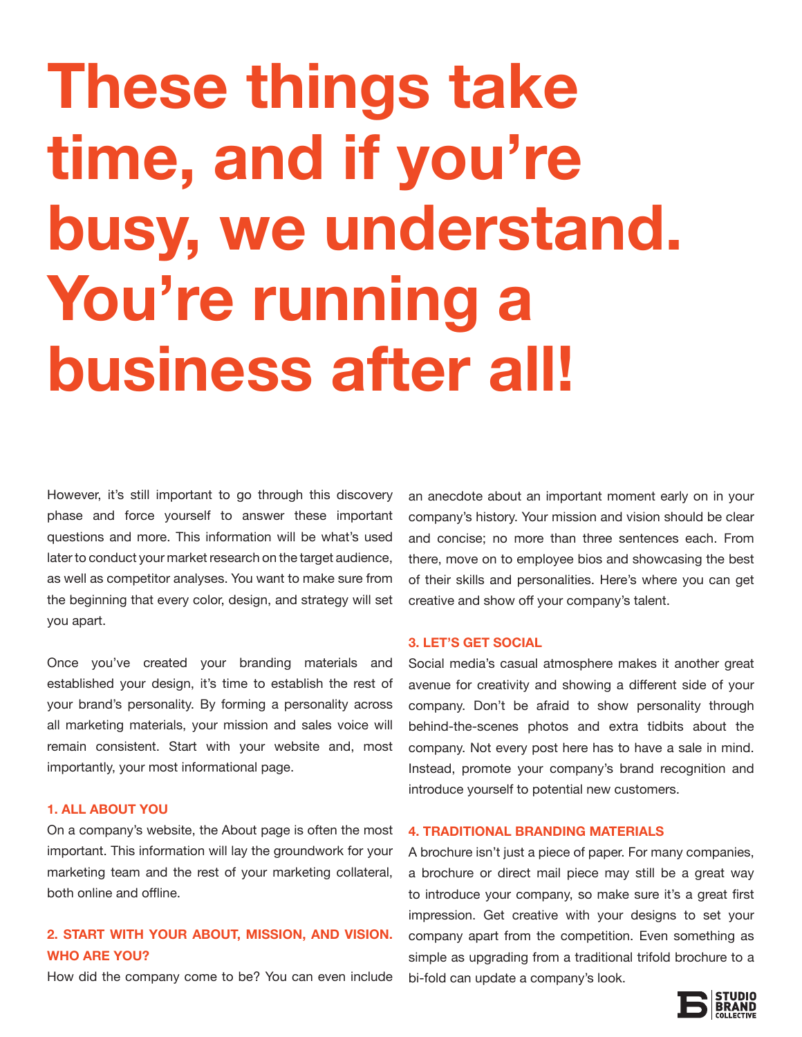# These things take time, and if you're busy, we understand. You're running a business after all!

However, it's still important to go through this discovery phase and force yourself to answer these important questions and more. This information will be what's used later to conduct your market research on the target audience, as well as competitor analyses. You want to make sure from the beginning that every color, design, and strategy will set you apart.

Once you've created your branding materials and established your design, it's time to establish the rest of your brand's personality. By forming a personality across all marketing materials, your mission and sales voice will remain consistent. Start with your website and, most importantly, your most informational page.

### 1. ALL ABOUT YOU

On a company's website, the About page is often the most important. This information will lay the groundwork for your marketing team and the rest of your marketing collateral, both online and offline.

### 2. START WITH YOUR ABOUT, MISSION, AND VISION. WHO ARE YOU?

How did the company come to be? You can even include an anecdote about an important moment early on in your company's history. Your mission and vision should be clear and concise; no more than three sentences each. From there, move on to employee bios and showcasing the best of their skills and personalities. Here's where you can get creative and show off your company's talent.

### 3. LET'S GET SOCIAL

Social media's casual atmosphere makes it another great avenue for creativity and showing a different side of your company. Don't be afraid to show personality through behind-the-scenes photos and extra tidbits about the company. Not every post here has to have a sale in mind. Instead, promote your company's brand recognition and introduce yourself to potential new customers.

### 4. TRADITIONAL BRANDING MATERIALS

A brochure isn't just a piece of paper. For many companies, a brochure or direct mail piece may still be a great way to introduce your company, so make sure it's a great first impression. Get creative with your designs to set your company apart from the competition. Even something as simple as upgrading from a traditional trifold brochure to a bi-fold can update a company's look.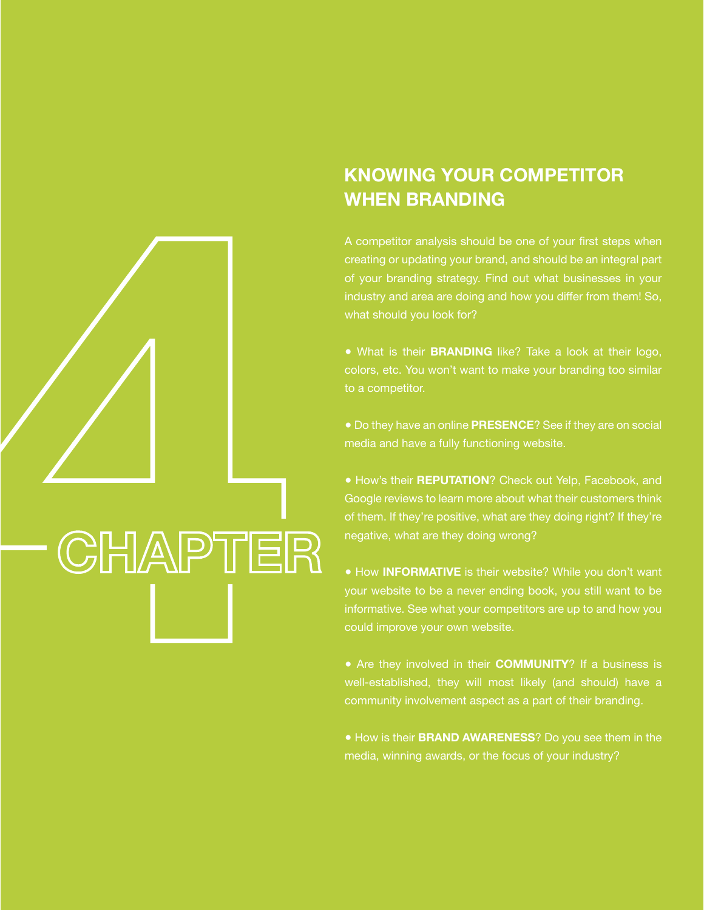# CHAPTER 4

## KNOWING YOUR COMPETITOR WHEN BRANDING

A competitor analysis should be one of your first steps when creating or updating your brand, and should be an integral part of your branding strategy. Find out what businesses in your industry and area are doing and how you differ from them! So, what should you look for?

- What is their **BRANDING** like? Take a look at their logo, colors, etc. You won't want to make your branding too similar to a competitor.

- Do they have an online **PRESENCE**? See if they are on social media and have a fully functioning website.

- How's their **REPUTATION**? Check out Yelp, Facebook, and Google reviews to learn more about what their customers think of them. If they're positive, what are they doing right? If they're negative, what are they doing wrong?

- How **INFORMATIVE** is their website? While you don't want your website to be a never ending book, you still want to be informative. See what your competitors are up to and how you could improve your own website.

- Are they involved in their **COMMUNITY**? If a business is well-established, they will most likely (and should) have a community involvement aspect as a part of their branding.

- How is their **BRAND AWARENESS**? Do you see them in the media, winning awards, or the focus of your industry?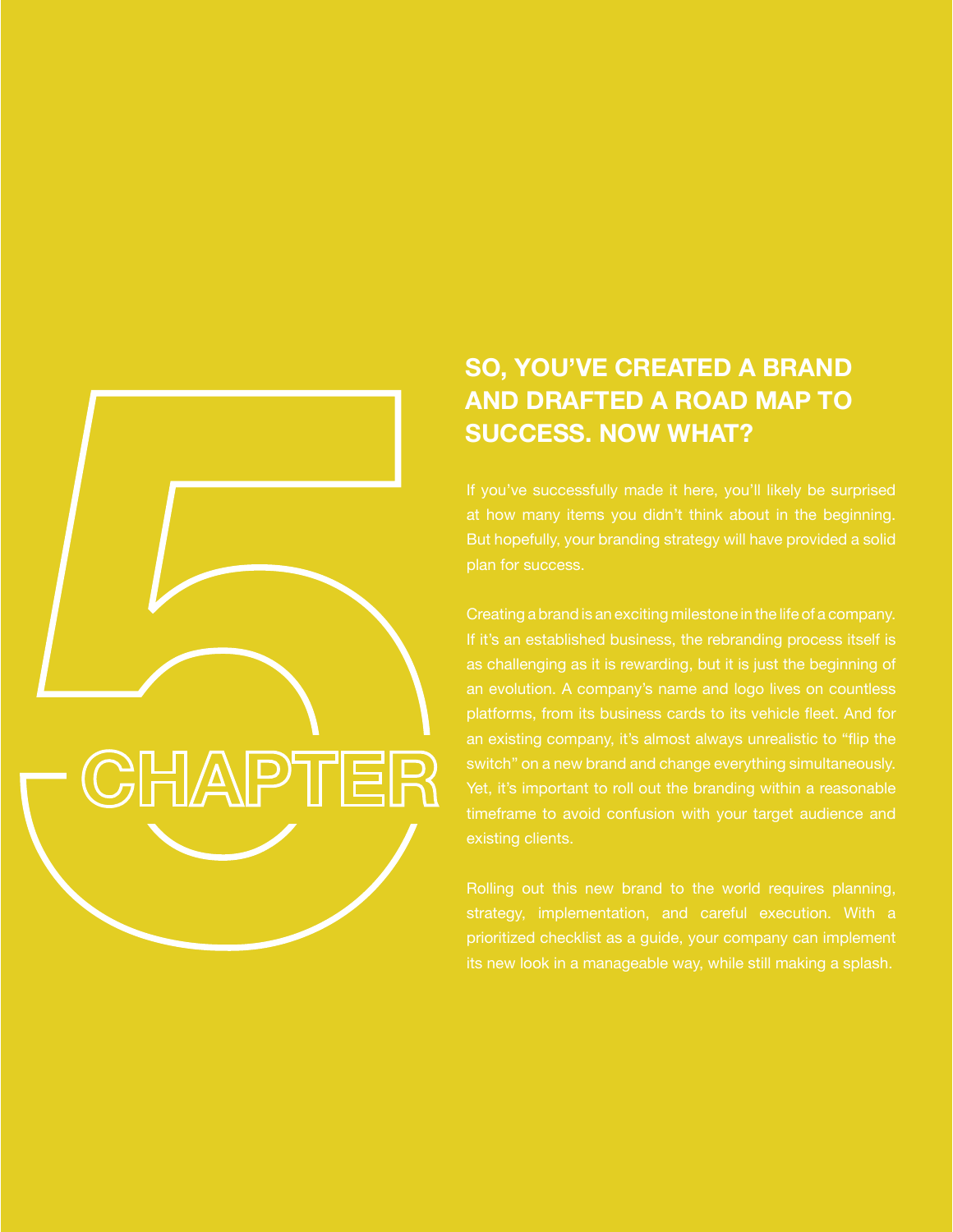# 5 CHAPTER

## SO, YOU'VE CREATED A BRAND AND DRAFTED A ROAD MAP TO SUCCESS. NOW WHAT?

If you've successfully made it here, you'll likely be surprised at how many items you didn't think about in the beginning. But hopefully, your branding strategy will have provided a solid plan for success.

Creating a brand is an exciting milestone in the life of a company. If it's an established business, the rebranding process itself is as challenging as it is rewarding, but it is just the beginning of an evolution. A company's name and logo lives on countless platforms, from its business cards to its vehicle fleet. And for an existing company, it's almost always unrealistic to "flip the switch" on a new brand and change everything simultaneously. Yet, it's important to roll out the branding within a reasonable timeframe to avoid confusion with your target audience and existing clients.

Rolling out this new brand to the world requires planning, strategy, implementation, and careful execution. With a prioritized checklist as a guide, your company can implement its new look in a manageable way, while still making a splash.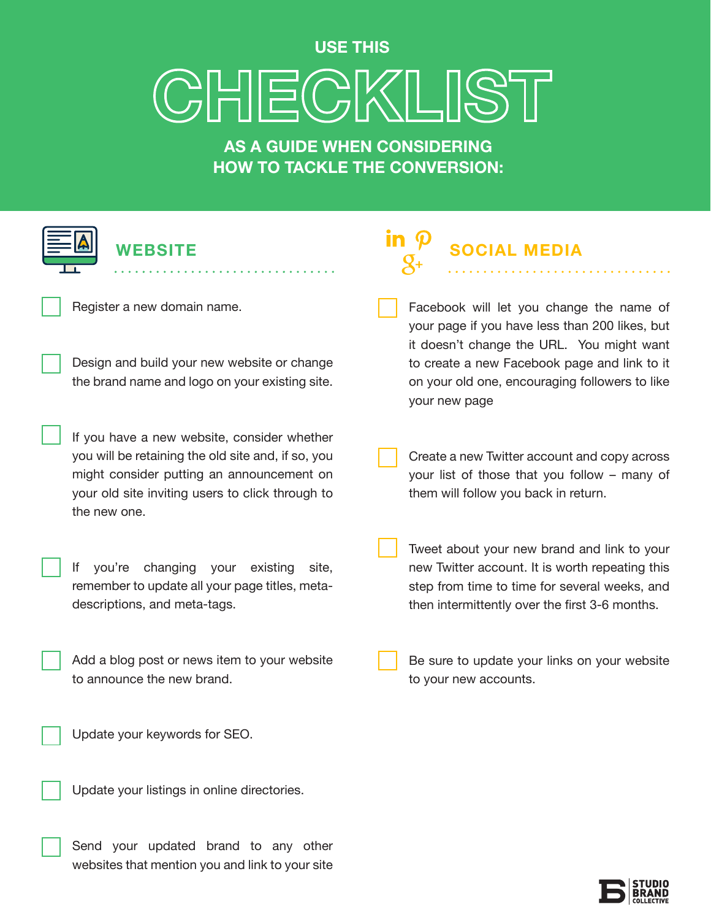USE THIS

# CHECKLIST

AS A GUIDE WHEN CONSIDERING HOW TO TACKLE THE CONVERSION:

## WEBSITE

- [ ] Register a new domain name.
- [ ] Design and build your new website or change the brand name and logo on your existing site.
- [ ] If you have a new website, consider whether you will be retaining the old site and, if so, you might consider putting an announcement on your old site inviting users to click through to the new one.
- [ ] If you're changing your existing site, remember to update all your page titles, meta-descriptions, and meta-tags.
- [ ] Add a blog post or news item to your website to announce the new brand.
- [ ] Update your keywords for SEO.
- [ ] Update your listings in online directories.
- [ ] Send your updated brand to any other websites that mention you and link to your site

## SOCIAL MEDIA

- [ ] Facebook will let you change the name of your page if you have less than 200 likes, but it doesn't change the URL. You might want to create a new Facebook page and link to it on your old one, encouraging followers to like your new page
- [ ] Create a new Twitter account and copy across your list of those that you follow – many of them will follow you back in return.
- [ ] Tweet about your new brand and link to your new Twitter account. It is worth repeating this step from time to time for several weeks, and then intermittently over the first 3-6 months.
- [ ] Be sure to update your links on your website to your new accounts.

STUDIO BRAND COLLECTIVE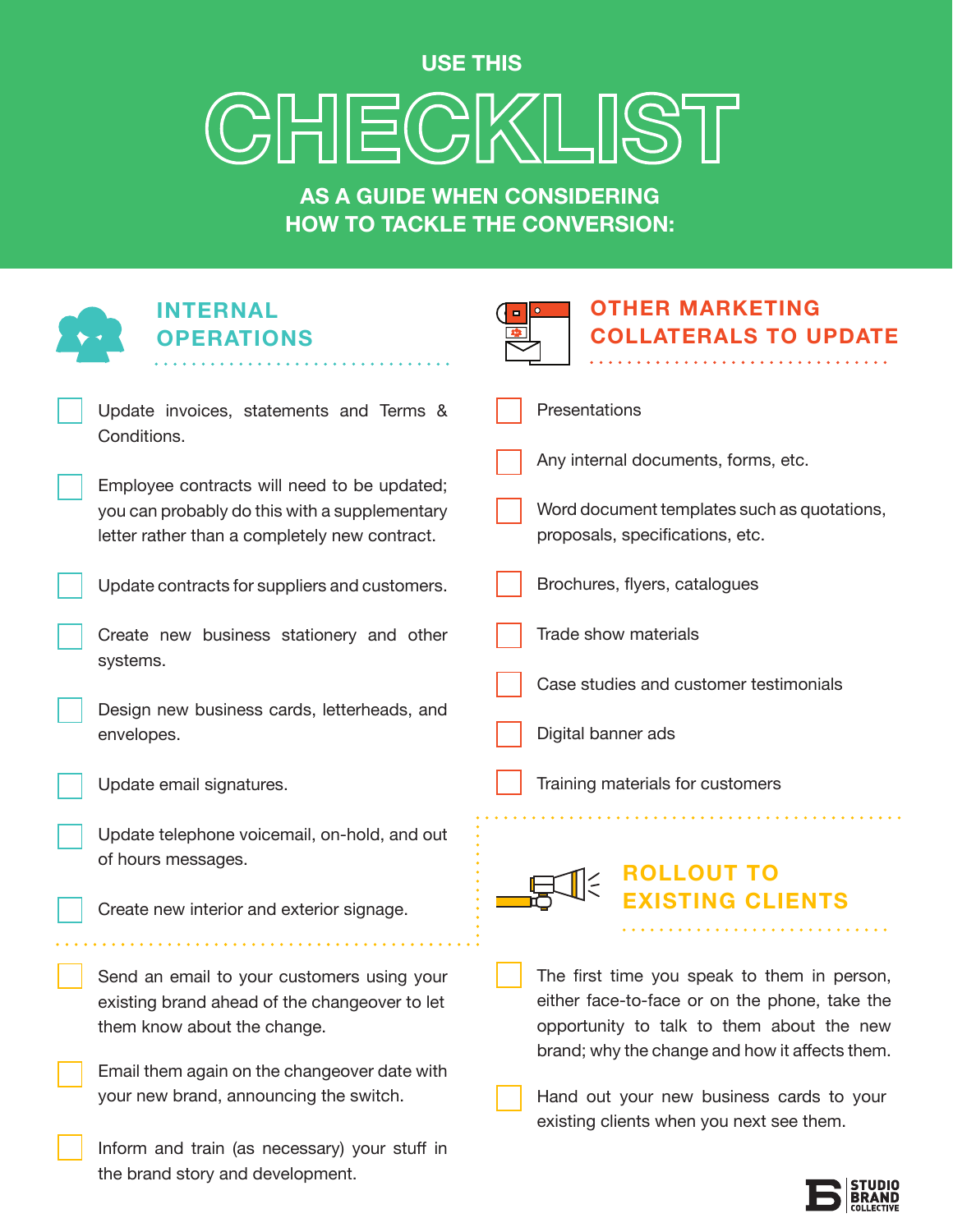USE THIS

# CHECKLIST

AS A GUIDE WHEN CONSIDERING HOW TO TACKLE THE CONVERSION:

## INTERNAL OPERATIONS

- [ ] Update invoices, statements and Terms & Conditions.
- [ ] Employee contracts will need to be updated; you can probably do this with a supplementary letter rather than a completely new contract.
- [ ] Update contracts for suppliers and customers.
- [ ] Create new business stationery and other systems.
- [ ] Design new business cards, letterheads, and envelopes.
- [ ] Update email signatures.
- [ ] Update telephone voicemail, on-hold, and out of hours messages.
- [ ] Create new interior and exterior signage.

- [ ] Send an email to your customers using your existing brand ahead of the changeover to let them know about the change.
- [ ] Email them again on the changeover date with your new brand, announcing the switch.
- [ ] Inform and train (as necessary) your stuff in the brand story and development.

## OTHER MARKETING COLLATERALS TO UPDATE

- [ ] Presentations
- [ ] Any internal documents, forms, etc.
- [ ] Word document templates such as quotations, proposals, specifications, etc.
- [ ] Brochures, flyers, catalogues
- [ ] Trade show materials
- [ ] Case studies and customer testimonials
- [ ] Digital banner ads
- [ ] Training materials for customers

## ROLLOUT TO EXISTING CLIENTS

- [ ] The first time you speak to them in person, either face-to-face or on the phone, take the opportunity to talk to them about the new brand; why the change and how it affects them.
- [ ] Hand out your new business cards to your existing clients when you next see them.

STUDIO BRAND COLLECTIVE